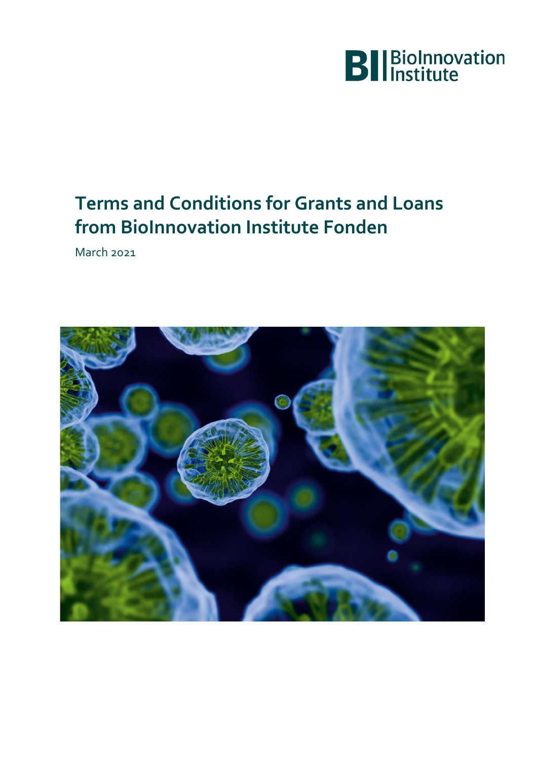BioInnovation Institute

# Terms and Conditions for Grants and Loans from BioInnovation Institute Fonden

March 2021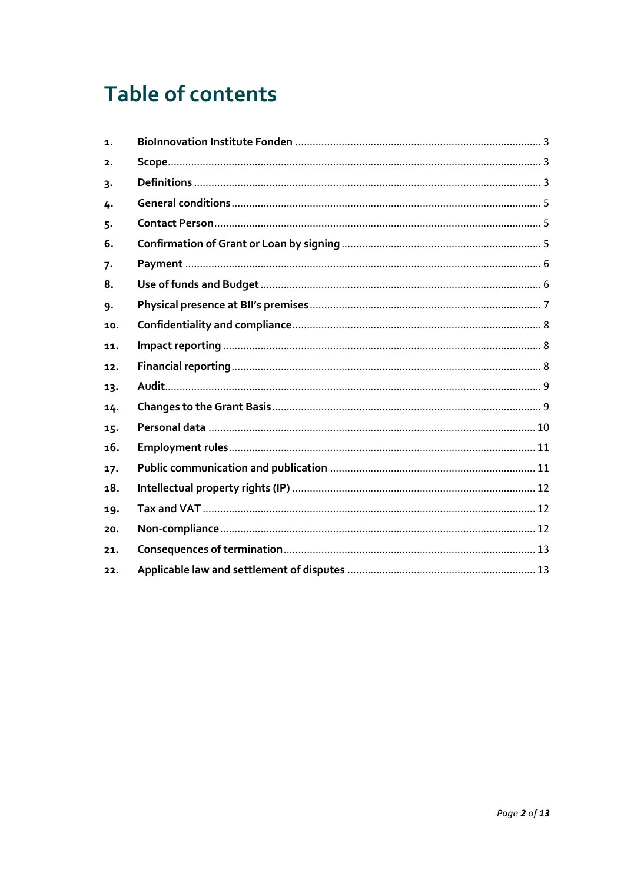# Table of contents

1. BioInnovation Institute Fonden ..... 3
2. Scope ..... 3
3. Definitions ..... 3
4. General conditions ..... 5
5. Contact Person ..... 5
6. Confirmation of Grant or Loan by signing ..... 5
7. Payment ..... 6
8. Use of funds and Budget ..... 6
9. Physical presence at BII's premises ..... 7
10. Confidentiality and compliance ..... 8
11. Impact reporting ..... 8
12. Financial reporting ..... 8
13. Audit ..... 9
14. Changes to the Grant Basis ..... 9
15. Personal data ..... 10
16. Employment rules ..... 11
17. Public communication and publication ..... 11
18. Intellectual property rights (IP) ..... 12
19. Tax and VAT ..... 12
20. Non-compliance ..... 12
21. Consequences of termination ..... 13
22. Applicable law and settlement of disputes ..... 13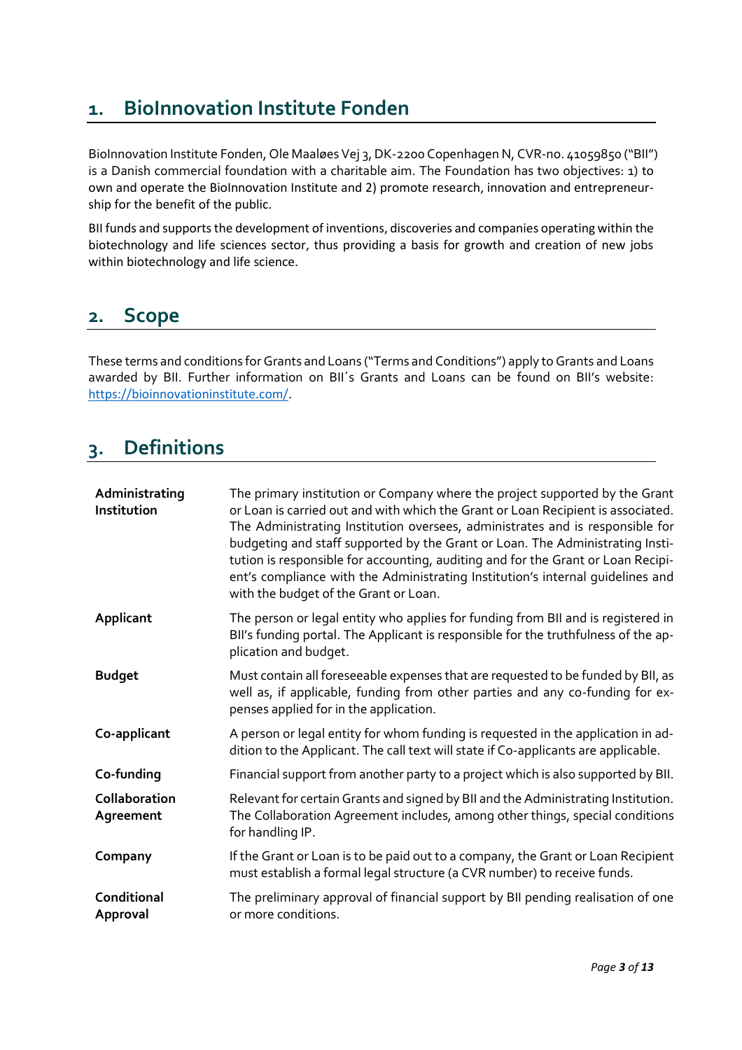## 1. BioInnovation Institute Fonden

BioInnovation Institute Fonden, Ole Maaløes Vej 3, DK-2200 Copenhagen N, CVR-no. 41059850 ("BII") is a Danish commercial foundation with a charitable aim. The Foundation has two objectives: 1) to own and operate the BioInnovation Institute and 2) promote research, innovation and entrepreneurship for the benefit of the public.

BII funds and supports the development of inventions, discoveries and companies operating within the biotechnology and life sciences sector, thus providing a basis for growth and creation of new jobs within biotechnology and life science.

## 2. Scope

These terms and conditions for Grants and Loans ("Terms and Conditions") apply to Grants and Loans awarded by BII. Further information on BII´s Grants and Loans can be found on BII's website: https://bioinnovationinstitute.com/.

## 3. Definitions

| | |
|---|---|
| **Administrating Institution** | The primary institution or Company where the project supported by the Grant or Loan is carried out and with which the Grant or Loan Recipient is associated. The Administrating Institution oversees, administrates and is responsible for budgeting and staff supported by the Grant or Loan. The Administrating Institution is responsible for accounting, auditing and for the Grant or Loan Recipient's compliance with the Administrating Institution's internal guidelines and with the budget of the Grant or Loan. |
| **Applicant** | The person or legal entity who applies for funding from BII and is registered in BII's funding portal. The Applicant is responsible for the truthfulness of the application and budget. |
| **Budget** | Must contain all foreseeable expenses that are requested to be funded by BII, as well as, if applicable, funding from other parties and any co-funding for expenses applied for in the application. |
| **Co-applicant** | A person or legal entity for whom funding is requested in the application in addition to the Applicant. The call text will state if Co-applicants are applicable. |
| **Co-funding** | Financial support from another party to a project which is also supported by BII. |
| **Collaboration Agreement** | Relevant for certain Grants and signed by BII and the Administrating Institution. The Collaboration Agreement includes, among other things, special conditions for handling IP. |
| **Company** | If the Grant or Loan is to be paid out to a company, the Grant or Loan Recipient must establish a formal legal structure (a CVR number) to receive funds. |
| **Conditional Approval** | The preliminary approval of financial support by BII pending realisation of one or more conditions. |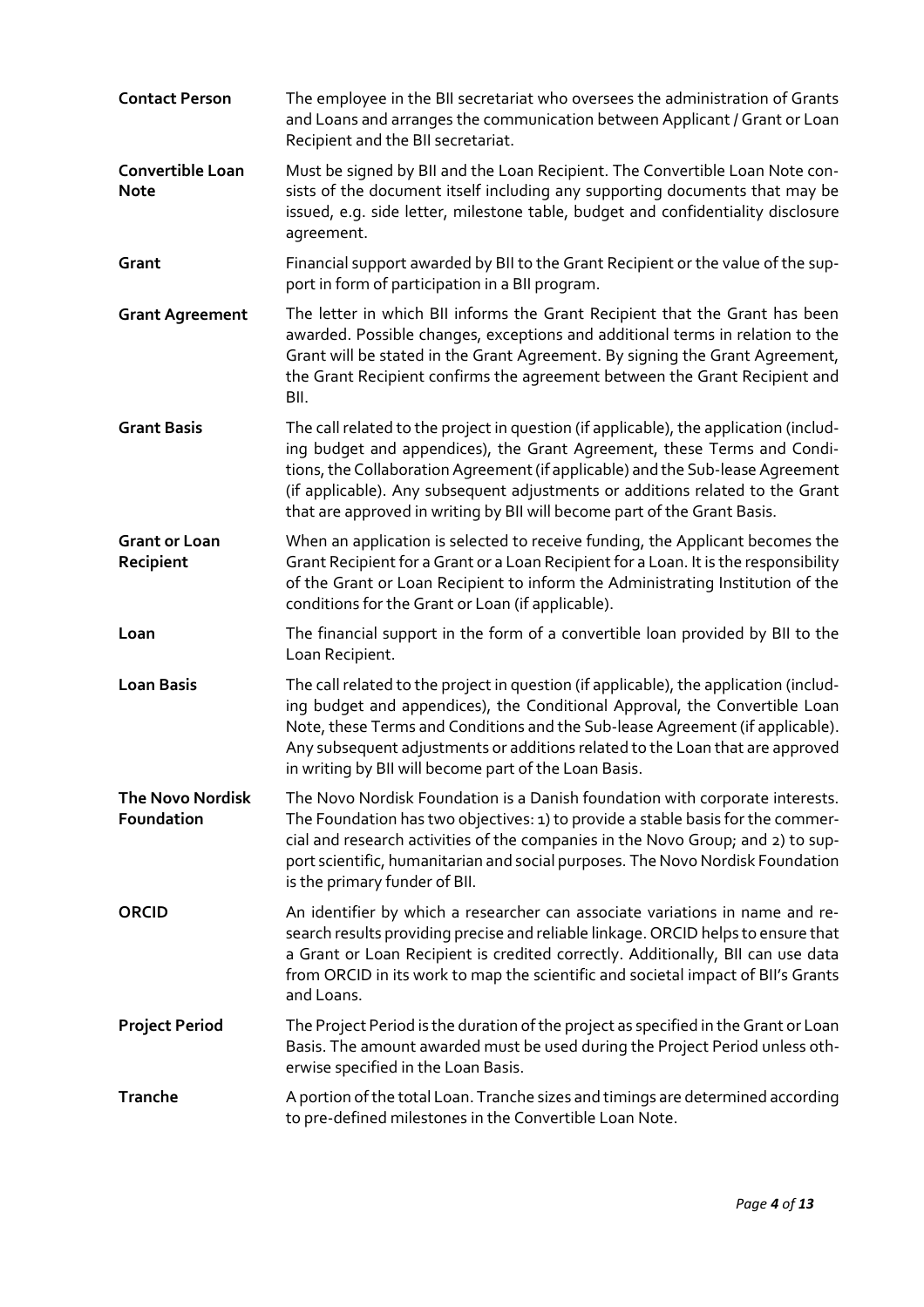| | |
|---|---|
| **Contact Person** | The employee in the BII secretariat who oversees the administration of Grants and Loans and arranges the communication between Applicant / Grant or Loan Recipient and the BII secretariat. |
| **Convertible Loan Note** | Must be signed by BII and the Loan Recipient. The Convertible Loan Note consists of the document itself including any supporting documents that may be issued, e.g. side letter, milestone table, budget and confidentiality disclosure agreement. |
| **Grant** | Financial support awarded by BII to the Grant Recipient or the value of the support in form of participation in a BII program. |
| **Grant Agreement** | The letter in which BII informs the Grant Recipient that the Grant has been awarded. Possible changes, exceptions and additional terms in relation to the Grant will be stated in the Grant Agreement. By signing the Grant Agreement, the Grant Recipient confirms the agreement between the Grant Recipient and BII. |
| **Grant Basis** | The call related to the project in question (if applicable), the application (including budget and appendices), the Grant Agreement, these Terms and Conditions, the Collaboration Agreement (if applicable) and the Sub-lease Agreement (if applicable). Any subsequent adjustments or additions related to the Grant that are approved in writing by BII will become part of the Grant Basis. |
| **Grant or Loan Recipient** | When an application is selected to receive funding, the Applicant becomes the Grant Recipient for a Grant or a Loan Recipient for a Loan. It is the responsibility of the Grant or Loan Recipient to inform the Administrating Institution of the conditions for the Grant or Loan (if applicable). |
| **Loan** | The financial support in the form of a convertible loan provided by BII to the Loan Recipient. |
| **Loan Basis** | The call related to the project in question (if applicable), the application (including budget and appendices), the Conditional Approval, the Convertible Loan Note, these Terms and Conditions and the Sub-lease Agreement (if applicable). Any subsequent adjustments or additions related to the Loan that are approved in writing by BII will become part of the Loan Basis. |
| **The Novo Nordisk Foundation** | The Novo Nordisk Foundation is a Danish foundation with corporate interests. The Foundation has two objectives: 1) to provide a stable basis for the commercial and research activities of the companies in the Novo Group; and 2) to support scientific, humanitarian and social purposes. The Novo Nordisk Foundation is the primary funder of BII. |
| **ORCID** | An identifier by which a researcher can associate variations in name and research results providing precise and reliable linkage. ORCID helps to ensure that a Grant or Loan Recipient is credited correctly. Additionally, BII can use data from ORCID in its work to map the scientific and societal impact of BII's Grants and Loans. |
| **Project Period** | The Project Period is the duration of the project as specified in the Grant or Loan Basis. The amount awarded must be used during the Project Period unless otherwise specified in the Loan Basis. |
| **Tranche** | A portion of the total Loan. Tranche sizes and timings are determined according to pre-defined milestones in the Convertible Loan Note. |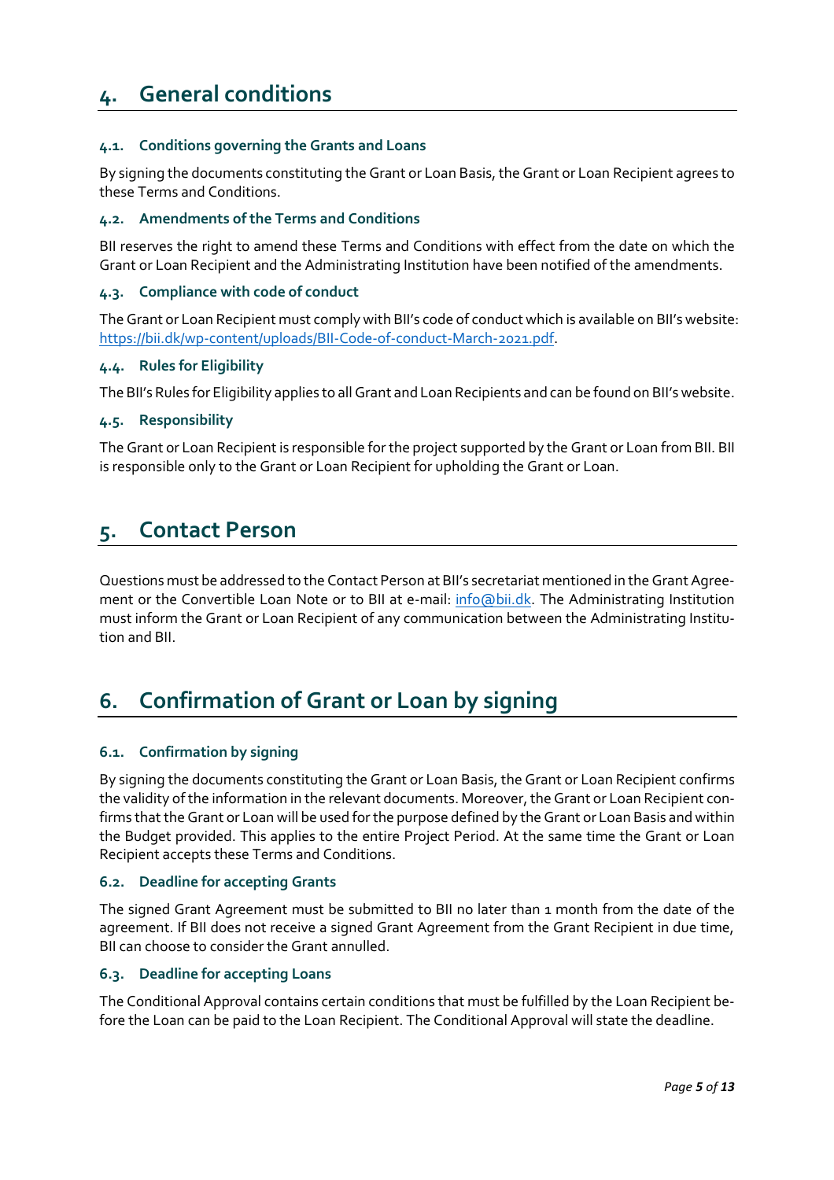# 4. General conditions

### 4.1. Conditions governing the Grants and Loans

By signing the documents constituting the Grant or Loan Basis, the Grant or Loan Recipient agrees to these Terms and Conditions.

### 4.2. Amendments of the Terms and Conditions

BII reserves the right to amend these Terms and Conditions with effect from the date on which the Grant or Loan Recipient and the Administrating Institution have been notified of the amendments.

### 4.3. Compliance with code of conduct

The Grant or Loan Recipient must comply with BII's code of conduct which is available on BII's website: [https://bii.dk/wp-content/uploads/BII-Code-of-conduct-March-2021.pdf](https://bii.dk/wp-content/uploads/BII-Code-of-conduct-March-2021.pdf).

### 4.4. Rules for Eligibility

The BII's Rules for Eligibility applies to all Grant and Loan Recipients and can be found on BII's website.

### 4.5. Responsibility

The Grant or Loan Recipient is responsible for the project supported by the Grant or Loan from BII. BII is responsible only to the Grant or Loan Recipient for upholding the Grant or Loan.

# 5. Contact Person

Questions must be addressed to the Contact Person at BII's secretariat mentioned in the Grant Agreement or the Convertible Loan Note or to BII at e-mail: [info@bii.dk](mailto:info@bii.dk). The Administrating Institution must inform the Grant or Loan Recipient of any communication between the Administrating Institution and BII.

# 6. Confirmation of Grant or Loan by signing

### 6.1. Confirmation by signing

By signing the documents constituting the Grant or Loan Basis, the Grant or Loan Recipient confirms the validity of the information in the relevant documents. Moreover, the Grant or Loan Recipient confirms that the Grant or Loan will be used for the purpose defined by the Grant or Loan Basis and within the Budget provided. This applies to the entire Project Period. At the same time the Grant or Loan Recipient accepts these Terms and Conditions.

### 6.2. Deadline for accepting Grants

The signed Grant Agreement must be submitted to BII no later than 1 month from the date of the agreement. If BII does not receive a signed Grant Agreement from the Grant Recipient in due time, BII can choose to consider the Grant annulled.

### 6.3. Deadline for accepting Loans

The Conditional Approval contains certain conditions that must be fulfilled by the Loan Recipient before the Loan can be paid to the Loan Recipient. The Conditional Approval will state the deadline.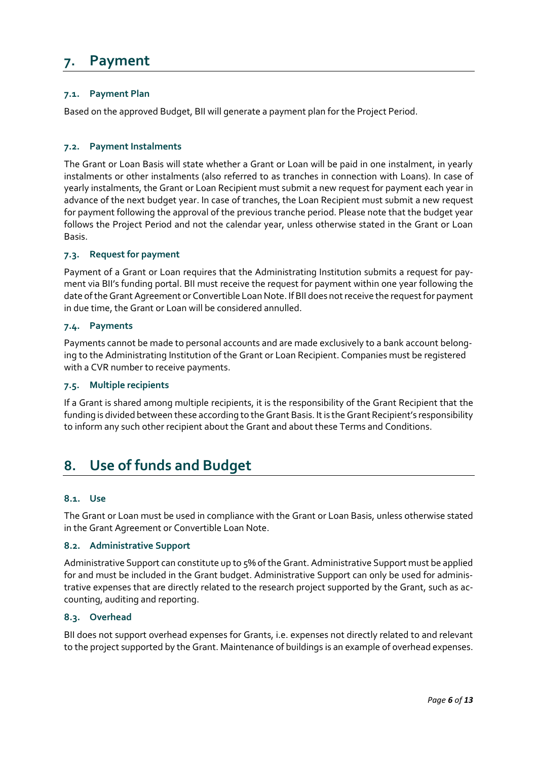## 7. Payment

### 7.1. Payment Plan

Based on the approved Budget, BII will generate a payment plan for the Project Period.

### 7.2. Payment Instalments

The Grant or Loan Basis will state whether a Grant or Loan will be paid in one instalment, in yearly instalments or other instalments (also referred to as tranches in connection with Loans). In case of yearly instalments, the Grant or Loan Recipient must submit a new request for payment each year in advance of the next budget year. In case of tranches, the Loan Recipient must submit a new request for payment following the approval of the previous tranche period. Please note that the budget year follows the Project Period and not the calendar year, unless otherwise stated in the Grant or Loan Basis.

### 7.3. Request for payment

Payment of a Grant or Loan requires that the Administrating Institution submits a request for payment via BII's funding portal. BII must receive the request for payment within one year following the date of the Grant Agreement or Convertible Loan Note. If BII does not receive the request for payment in due time, the Grant or Loan will be considered annulled.

### 7.4. Payments

Payments cannot be made to personal accounts and are made exclusively to a bank account belonging to the Administrating Institution of the Grant or Loan Recipient. Companies must be registered with a CVR number to receive payments.

### 7.5. Multiple recipients

If a Grant is shared among multiple recipients, it is the responsibility of the Grant Recipient that the funding is divided between these according to the Grant Basis. It is the Grant Recipient's responsibility to inform any such other recipient about the Grant and about these Terms and Conditions.

## 8. Use of funds and Budget

### 8.1. Use

The Grant or Loan must be used in compliance with the Grant or Loan Basis, unless otherwise stated in the Grant Agreement or Convertible Loan Note.

### 8.2. Administrative Support

Administrative Support can constitute up to 5% of the Grant. Administrative Support must be applied for and must be included in the Grant budget. Administrative Support can only be used for administrative expenses that are directly related to the research project supported by the Grant, such as accounting, auditing and reporting.

### 8.3. Overhead

BII does not support overhead expenses for Grants, i.e. expenses not directly related to and relevant to the project supported by the Grant. Maintenance of buildings is an example of overhead expenses.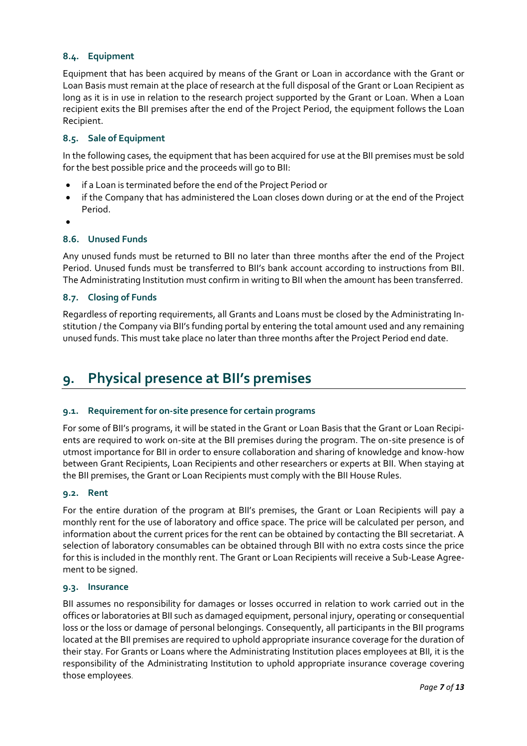### 8.4. Equipment

Equipment that has been acquired by means of the Grant or Loan in accordance with the Grant or Loan Basis must remain at the place of research at the full disposal of the Grant or Loan Recipient as long as it is in use in relation to the research project supported by the Grant or Loan. When a Loan recipient exits the BII premises after the end of the Project Period, the equipment follows the Loan Recipient.

### 8.5. Sale of Equipment

In the following cases, the equipment that has been acquired for use at the BII premises must be sold for the best possible price and the proceeds will go to BII:

- if a Loan is terminated before the end of the Project Period or
- if the Company that has administered the Loan closes down during or at the end of the Project Period.

### 8.6. Unused Funds

Any unused funds must be returned to BII no later than three months after the end of the Project Period. Unused funds must be transferred to BII's bank account according to instructions from BII. The Administrating Institution must confirm in writing to BII when the amount has been transferred.

### 8.7. Closing of Funds

Regardless of reporting requirements, all Grants and Loans must be closed by the Administrating Institution / the Company via BII's funding portal by entering the total amount used and any remaining unused funds. This must take place no later than three months after the Project Period end date.

## 9. Physical presence at BII's premises

### 9.1. Requirement for on-site presence for certain programs

For some of BII's programs, it will be stated in the Grant or Loan Basis that the Grant or Loan Recipients are required to work on-site at the BII premises during the program. The on-site presence is of utmost importance for BII in order to ensure collaboration and sharing of knowledge and know-how between Grant Recipients, Loan Recipients and other researchers or experts at BII. When staying at the BII premises, the Grant or Loan Recipients must comply with the BII House Rules.

### 9.2. Rent

For the entire duration of the program at BII's premises, the Grant or Loan Recipients will pay a monthly rent for the use of laboratory and office space. The price will be calculated per person, and information about the current prices for the rent can be obtained by contacting the BII secretariat. A selection of laboratory consumables can be obtained through BII with no extra costs since the price for this is included in the monthly rent. The Grant or Loan Recipients will receive a Sub-Lease Agreement to be signed.

### 9.3. Insurance

BII assumes no responsibility for damages or losses occurred in relation to work carried out in the offices or laboratories at BII such as damaged equipment, personal injury, operating or consequential loss or the loss or damage of personal belongings. Consequently, all participants in the BII programs located at the BII premises are required to uphold appropriate insurance coverage for the duration of their stay. For Grants or Loans where the Administrating Institution places employees at BII, it is the responsibility of the Administrating Institution to uphold appropriate insurance coverage covering those employees.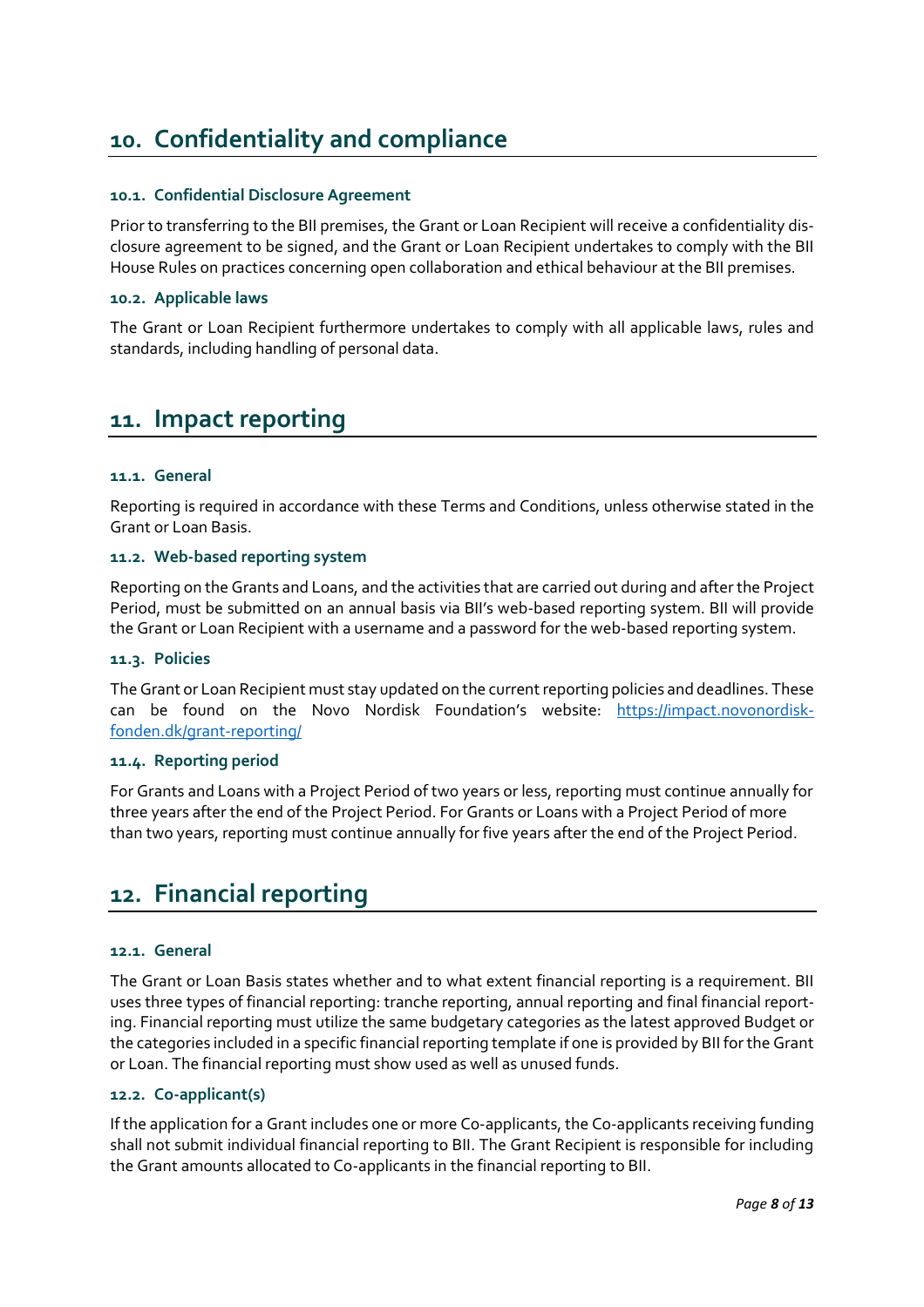# 10. Confidentiality and compliance

### 10.1. Confidential Disclosure Agreement

Prior to transferring to the BII premises, the Grant or Loan Recipient will receive a confidentiality disclosure agreement to be signed, and the Grant or Loan Recipient undertakes to comply with the BII House Rules on practices concerning open collaboration and ethical behaviour at the BII premises.

### 10.2. Applicable laws

The Grant or Loan Recipient furthermore undertakes to comply with all applicable laws, rules and standards, including handling of personal data.

# 11. Impact reporting

### 11.1. General

Reporting is required in accordance with these Terms and Conditions, unless otherwise stated in the Grant or Loan Basis.

### 11.2. Web-based reporting system

Reporting on the Grants and Loans, and the activities that are carried out during and after the Project Period, must be submitted on an annual basis via BII's web-based reporting system. BII will provide the Grant or Loan Recipient with a username and a password for the web-based reporting system.

### 11.3. Policies

The Grant or Loan Recipient must stay updated on the current reporting policies and deadlines. These can be found on the Novo Nordisk Foundation's website: [https://impact.novonordisk-fonden.dk/grant-reporting/](https://impact.novonordisk-fonden.dk/grant-reporting/)

### 11.4. Reporting period

For Grants and Loans with a Project Period of two years or less, reporting must continue annually for three years after the end of the Project Period. For Grants or Loans with a Project Period of more than two years, reporting must continue annually for five years after the end of the Project Period.

# 12. Financial reporting

### 12.1. General

The Grant or Loan Basis states whether and to what extent financial reporting is a requirement. BII uses three types of financial reporting: tranche reporting, annual reporting and final financial reporting. Financial reporting must utilize the same budgetary categories as the latest approved Budget or the categories included in a specific financial reporting template if one is provided by BII for the Grant or Loan. The financial reporting must show used as well as unused funds.

### 12.2. Co-applicant(s)

If the application for a Grant includes one or more Co-applicants, the Co-applicants receiving funding shall not submit individual financial reporting to BII. The Grant Recipient is responsible for including the Grant amounts allocated to Co-applicants in the financial reporting to BII.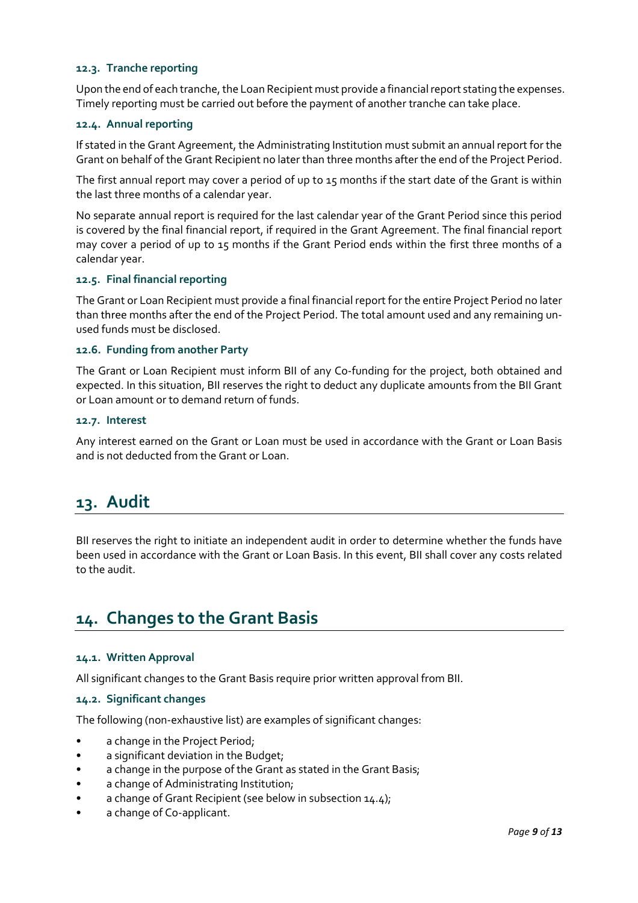### 12.3. Tranche reporting

Upon the end of each tranche, the Loan Recipient must provide a financial report stating the expenses. Timely reporting must be carried out before the payment of another tranche can take place.

### 12.4. Annual reporting

If stated in the Grant Agreement, the Administrating Institution must submit an annual report for the Grant on behalf of the Grant Recipient no later than three months after the end of the Project Period.

The first annual report may cover a period of up to 15 months if the start date of the Grant is within the last three months of a calendar year.

No separate annual report is required for the last calendar year of the Grant Period since this period is covered by the final financial report, if required in the Grant Agreement. The final financial report may cover a period of up to 15 months if the Grant Period ends within the first three months of a calendar year.

### 12.5. Final financial reporting

The Grant or Loan Recipient must provide a final financial report for the entire Project Period no later than three months after the end of the Project Period. The total amount used and any remaining unused funds must be disclosed.

### 12.6. Funding from another Party

The Grant or Loan Recipient must inform BII of any Co-funding for the project, both obtained and expected. In this situation, BII reserves the right to deduct any duplicate amounts from the BII Grant or Loan amount or to demand return of funds.

### 12.7. Interest

Any interest earned on the Grant or Loan must be used in accordance with the Grant or Loan Basis and is not deducted from the Grant or Loan.

## 13. Audit

BII reserves the right to initiate an independent audit in order to determine whether the funds have been used in accordance with the Grant or Loan Basis. In this event, BII shall cover any costs related to the audit.

## 14. Changes to the Grant Basis

### 14.1. Written Approval

All significant changes to the Grant Basis require prior written approval from BII.

### 14.2. Significant changes

The following (non-exhaustive list) are examples of significant changes:

- a change in the Project Period;
- a significant deviation in the Budget;
- a change in the purpose of the Grant as stated in the Grant Basis;
- a change of Administrating Institution;
- a change of Grant Recipient (see below in subsection 14.4);
- a change of Co-applicant.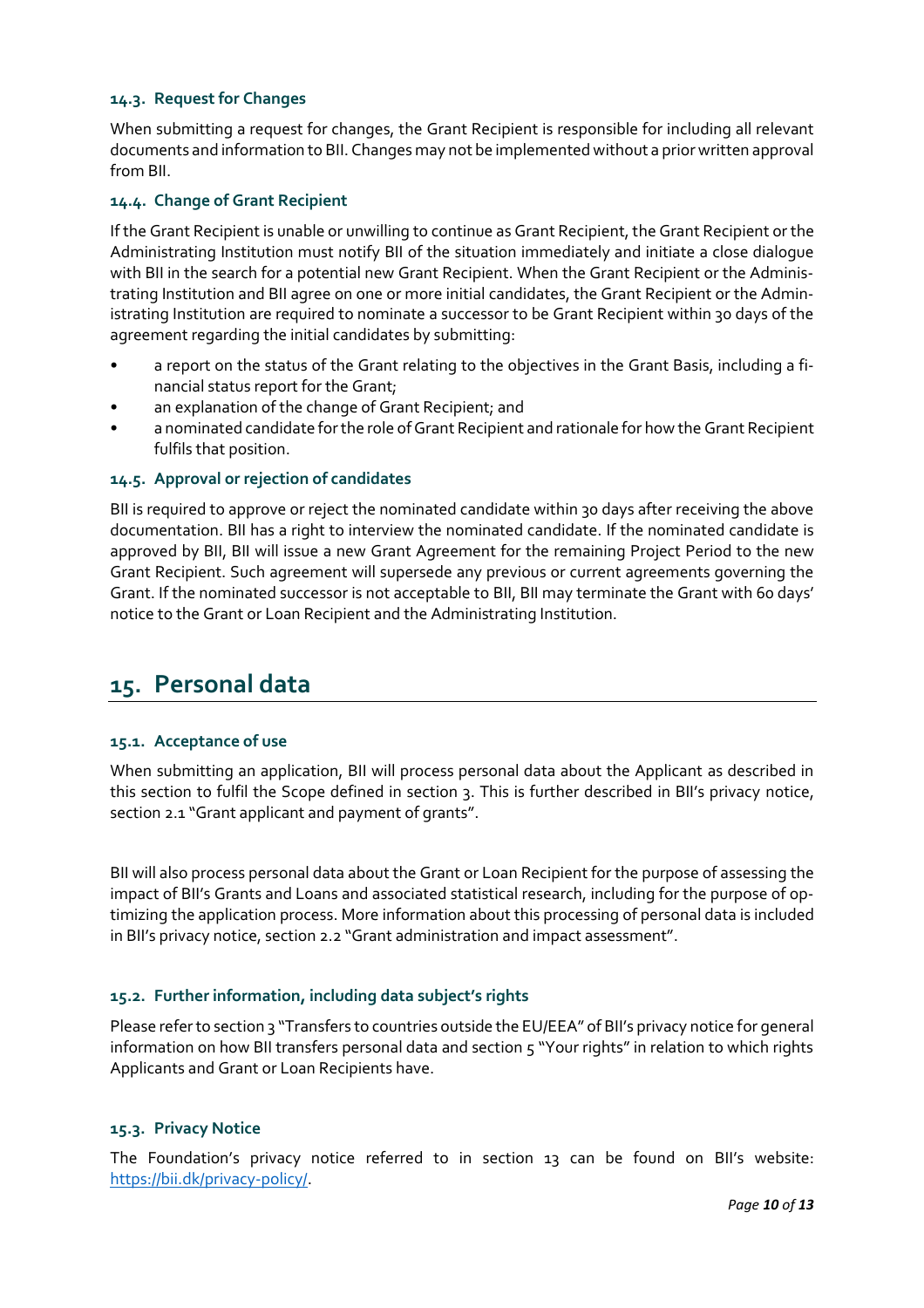### 14.3. Request for Changes

When submitting a request for changes, the Grant Recipient is responsible for including all relevant documents and information to BII. Changes may not be implemented without a prior written approval from BII.

### 14.4. Change of Grant Recipient

If the Grant Recipient is unable or unwilling to continue as Grant Recipient, the Grant Recipient or the Administrating Institution must notify BII of the situation immediately and initiate a close dialogue with BII in the search for a potential new Grant Recipient. When the Grant Recipient or the Administrating Institution and BII agree on one or more initial candidates, the Grant Recipient or the Administrating Institution are required to nominate a successor to be Grant Recipient within 30 days of the agreement regarding the initial candidates by submitting:

- a report on the status of the Grant relating to the objectives in the Grant Basis, including a financial status report for the Grant;
- an explanation of the change of Grant Recipient; and
- a nominated candidate for the role of Grant Recipient and rationale for how the Grant Recipient fulfils that position.

### 14.5. Approval or rejection of candidates

BII is required to approve or reject the nominated candidate within 30 days after receiving the above documentation. BII has a right to interview the nominated candidate. If the nominated candidate is approved by BII, BII will issue a new Grant Agreement for the remaining Project Period to the new Grant Recipient. Such agreement will supersede any previous or current agreements governing the Grant. If the nominated successor is not acceptable to BII, BII may terminate the Grant with 60 days' notice to the Grant or Loan Recipient and the Administrating Institution.

## 15. Personal data

### 15.1. Acceptance of use

When submitting an application, BII will process personal data about the Applicant as described in this section to fulfil the Scope defined in section 3. This is further described in BII's privacy notice, section 2.1 "Grant applicant and payment of grants".

BII will also process personal data about the Grant or Loan Recipient for the purpose of assessing the impact of BII's Grants and Loans and associated statistical research, including for the purpose of optimizing the application process. More information about this processing of personal data is included in BII's privacy notice, section 2.2 "Grant administration and impact assessment".

### 15.2. Further information, including data subject's rights

Please refer to section 3 "Transfers to countries outside the EU/EEA" of BII's privacy notice for general information on how BII transfers personal data and section 5 "Your rights" in relation to which rights Applicants and Grant or Loan Recipients have.

### 15.3. Privacy Notice

The Foundation's privacy notice referred to in section 13 can be found on BII's website: [https://bii.dk/privacy-policy/](https://bii.dk/privacy-policy/).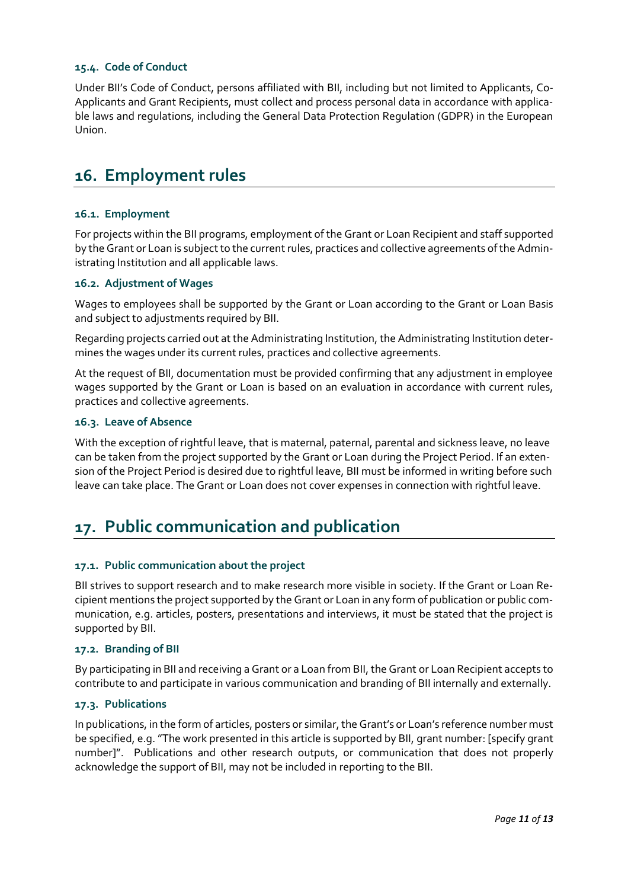### 15.4. Code of Conduct

Under BII's Code of Conduct, persons affiliated with BII, including but not limited to Applicants, Co-Applicants and Grant Recipients, must collect and process personal data in accordance with applicable laws and regulations, including the General Data Protection Regulation (GDPR) in the European Union.

## 16. Employment rules

### 16.1. Employment

For projects within the BII programs, employment of the Grant or Loan Recipient and staff supported by the Grant or Loan is subject to the current rules, practices and collective agreements of the Administrating Institution and all applicable laws.

### 16.2. Adjustment of Wages

Wages to employees shall be supported by the Grant or Loan according to the Grant or Loan Basis and subject to adjustments required by BII.

Regarding projects carried out at the Administrating Institution, the Administrating Institution determines the wages under its current rules, practices and collective agreements.

At the request of BII, documentation must be provided confirming that any adjustment in employee wages supported by the Grant or Loan is based on an evaluation in accordance with current rules, practices and collective agreements.

### 16.3. Leave of Absence

With the exception of rightful leave, that is maternal, paternal, parental and sickness leave, no leave can be taken from the project supported by the Grant or Loan during the Project Period. If an extension of the Project Period is desired due to rightful leave, BII must be informed in writing before such leave can take place. The Grant or Loan does not cover expenses in connection with rightful leave.

## 17. Public communication and publication

### 17.1. Public communication about the project

BII strives to support research and to make research more visible in society. If the Grant or Loan Recipient mentions the project supported by the Grant or Loan in any form of publication or public communication, e.g. articles, posters, presentations and interviews, it must be stated that the project is supported by BII.

### 17.2. Branding of BII

By participating in BII and receiving a Grant or a Loan from BII, the Grant or Loan Recipient accepts to contribute to and participate in various communication and branding of BII internally and externally.

### 17.3. Publications

In publications, in the form of articles, posters or similar, the Grant's or Loan's reference number must be specified, e.g. "The work presented in this article is supported by BII, grant number: [specify grant number]". Publications and other research outputs, or communication that does not properly acknowledge the support of BII, may not be included in reporting to the BII.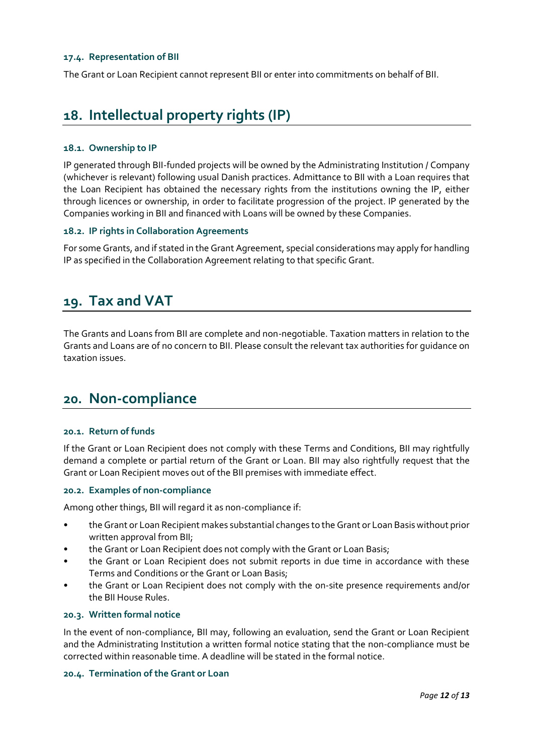### 17.4. Representation of BII

The Grant or Loan Recipient cannot represent BII or enter into commitments on behalf of BII.

## 18. Intellectual property rights (IP)

### 18.1. Ownership to IP

IP generated through BII-funded projects will be owned by the Administrating Institution / Company (whichever is relevant) following usual Danish practices. Admittance to BII with a Loan requires that the Loan Recipient has obtained the necessary rights from the institutions owning the IP, either through licences or ownership, in order to facilitate progression of the project. IP generated by the Companies working in BII and financed with Loans will be owned by these Companies.

### 18.2. IP rights in Collaboration Agreements

For some Grants, and if stated in the Grant Agreement, special considerations may apply for handling IP as specified in the Collaboration Agreement relating to that specific Grant.

## 19. Tax and VAT

The Grants and Loans from BII are complete and non-negotiable. Taxation matters in relation to the Grants and Loans are of no concern to BII. Please consult the relevant tax authorities for guidance on taxation issues.

## 20. Non-compliance

### 20.1. Return of funds

If the Grant or Loan Recipient does not comply with these Terms and Conditions, BII may rightfully demand a complete or partial return of the Grant or Loan. BII may also rightfully request that the Grant or Loan Recipient moves out of the BII premises with immediate effect.

### 20.2. Examples of non-compliance

Among other things, BII will regard it as non-compliance if:

- the Grant or Loan Recipient makes substantial changes to the Grant or Loan Basis without prior written approval from BII;
- the Grant or Loan Recipient does not comply with the Grant or Loan Basis;
- the Grant or Loan Recipient does not submit reports in due time in accordance with these Terms and Conditions or the Grant or Loan Basis;
- the Grant or Loan Recipient does not comply with the on-site presence requirements and/or the BII House Rules.

### 20.3. Written formal notice

In the event of non-compliance, BII may, following an evaluation, send the Grant or Loan Recipient and the Administrating Institution a written formal notice stating that the non-compliance must be corrected within reasonable time. A deadline will be stated in the formal notice.

### 20.4. Termination of the Grant or Loan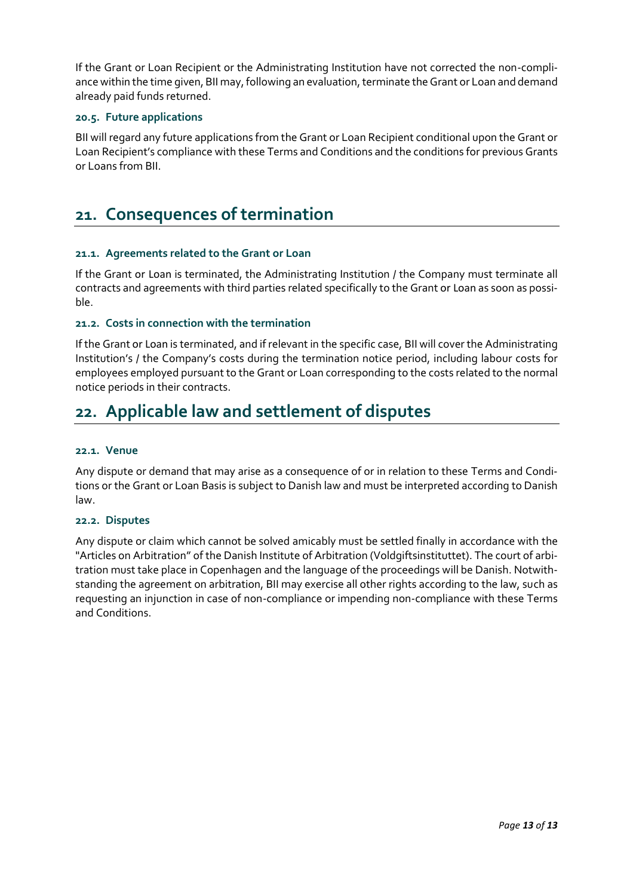If the Grant or Loan Recipient or the Administrating Institution have not corrected the non-compliance within the time given, BII may, following an evaluation, terminate the Grant or Loan and demand already paid funds returned.

### 20.5. Future applications

BII will regard any future applications from the Grant or Loan Recipient conditional upon the Grant or Loan Recipient's compliance with these Terms and Conditions and the conditions for previous Grants or Loans from BII.

## 21. Consequences of termination

### 21.1. Agreements related to the Grant or Loan

If the Grant or Loan is terminated, the Administrating Institution / the Company must terminate all contracts and agreements with third parties related specifically to the Grant or Loan as soon as possible.

### 21.2. Costs in connection with the termination

If the Grant or Loan is terminated, and if relevant in the specific case, BII will cover the Administrating Institution's / the Company's costs during the termination notice period, including labour costs for employees employed pursuant to the Grant or Loan corresponding to the costs related to the normal notice periods in their contracts.

## 22. Applicable law and settlement of disputes

### 22.1. Venue

Any dispute or demand that may arise as a consequence of or in relation to these Terms and Conditions or the Grant or Loan Basis is subject to Danish law and must be interpreted according to Danish law.

### 22.2. Disputes

Any dispute or claim which cannot be solved amicably must be settled finally in accordance with the "Articles on Arbitration" of the Danish Institute of Arbitration (Voldgiftsinstituttet). The court of arbitration must take place in Copenhagen and the language of the proceedings will be Danish. Notwithstanding the agreement on arbitration, BII may exercise all other rights according to the law, such as requesting an injunction in case of non-compliance or impending non-compliance with these Terms and Conditions.